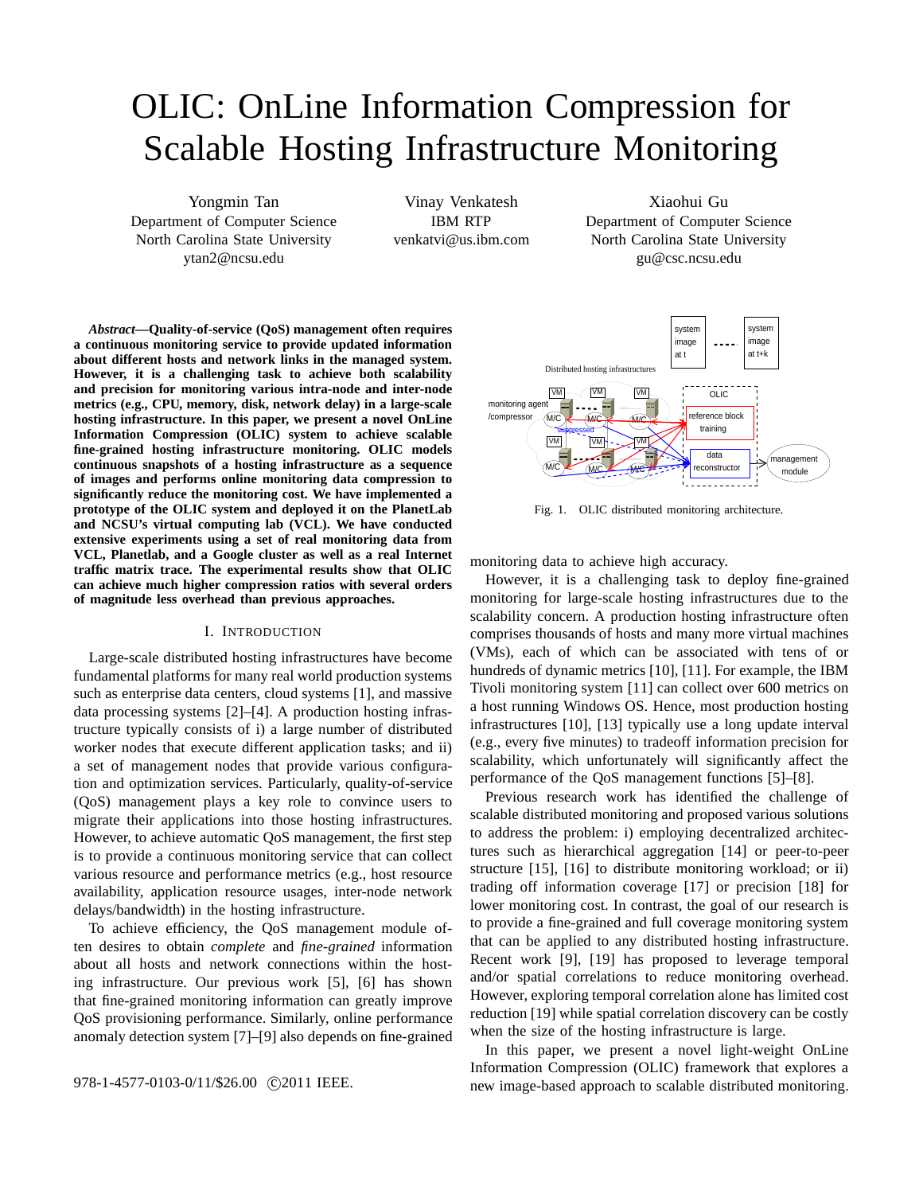# OLIC: OnLine Information Compression for Scalable Hosting Infrastructure Monitoring

Yongmin Tan
Department of Computer Science
North Carolina State University
ytan2@ncsu.edu

Vinay Venkatesh
IBM RTP
venkatvi@us.ibm.com

Xiaohui Gu
Department of Computer Science
North Carolina State University
gu@csc.ncsu.edu

***Abstract*—Quality-of-service (QoS) management often requires a continuous monitoring service to provide updated information about different hosts and network links in the managed system. However, it is a challenging task to achieve both scalability and precision for monitoring various intra-node and inter-node metrics (e.g., CPU, memory, disk, network delay) in a large-scale hosting infrastructure. In this paper, we present a novel OnLine Information Compression (OLIC) system to achieve scalable fine-grained hosting infrastructure monitoring. OLIC models continuous snapshots of a hosting infrastructure as a sequence of images and performs online monitoring data compression to significantly reduce the monitoring cost. We have implemented a prototype of the OLIC system and deployed it on the PlanetLab and NCSU's virtual computing lab (VCL). We have conducted extensive experiments using a set of real monitoring data from VCL, Planetlab, and a Google cluster as well as a real Internet traffic matrix trace. The experimental results show that OLIC can achieve much higher compression ratios with several orders of magnitude less overhead than previous approaches.**

## I. Introduction

Large-scale distributed hosting infrastructures have become fundamental platforms for many real world production systems such as enterprise data centers, cloud systems [1], and massive data processing systems [2]–[4]. A production hosting infrastructure typically consists of i) a large number of distributed worker nodes that execute different application tasks; and ii) a set of management nodes that provide various configuration and optimization services. Particularly, quality-of-service (QoS) management plays a key role to convince users to migrate their applications into those hosting infrastructures. However, to achieve automatic QoS management, the first step is to provide a continuous monitoring service that can collect various resource and performance metrics (e.g., host resource availability, application resource usages, inter-node network delays/bandwidth) in the hosting infrastructure.

To achieve efficiency, the QoS management module often desires to obtain *complete* and *fine-grained* information about all hosts and network connections within the hosting infrastructure. Our previous work [5], [6] has shown that fine-grained monitoring information can greatly improve QoS provisioning performance. Similarly, online performance anomaly detection system [7]–[9] also depends on fine-grained monitoring data to achieve high accuracy.

Fig. 1. OLIC distributed monitoring architecture.

However, it is a challenging task to deploy fine-grained monitoring for large-scale hosting infrastructures due to the scalability concern. A production hosting infrastructure often comprises thousands of hosts and many more virtual machines (VMs), each of which can be associated with tens of or hundreds of dynamic metrics [10], [11]. For example, the IBM Tivoli monitoring system [11] can collect over 600 metrics on a host running Windows OS. Hence, most production hosting infrastructures [10], [13] typically use a long update interval (e.g., every five minutes) to tradeoff information precision for scalability, which unfortunately will significantly affect the performance of the QoS management functions [5]–[8].

Previous research work has identified the challenge of scalable distributed monitoring and proposed various solutions to address the problem: i) employing decentralized architectures such as hierarchical aggregation [14] or peer-to-peer structure [15], [16] to distribute monitoring workload; or ii) trading off information coverage [17] or precision [18] for lower monitoring cost. In contrast, the goal of our research is to provide a fine-grained and full coverage monitoring system that can be applied to any distributed hosting infrastructure. Recent work [9], [19] has proposed to leverage temporal and/or spatial correlations to reduce monitoring overhead. However, exploring temporal correlation alone has limited cost reduction [19] while spatial correlation discovery can be costly when the size of the hosting infrastructure is large.

In this paper, we present a novel light-weight OnLine Information Compression (OLIC) framework that explores a new image-based approach to scalable distributed monitoring.

978-1-4577-0103-0/11/$26.00 ©2011 IEEE.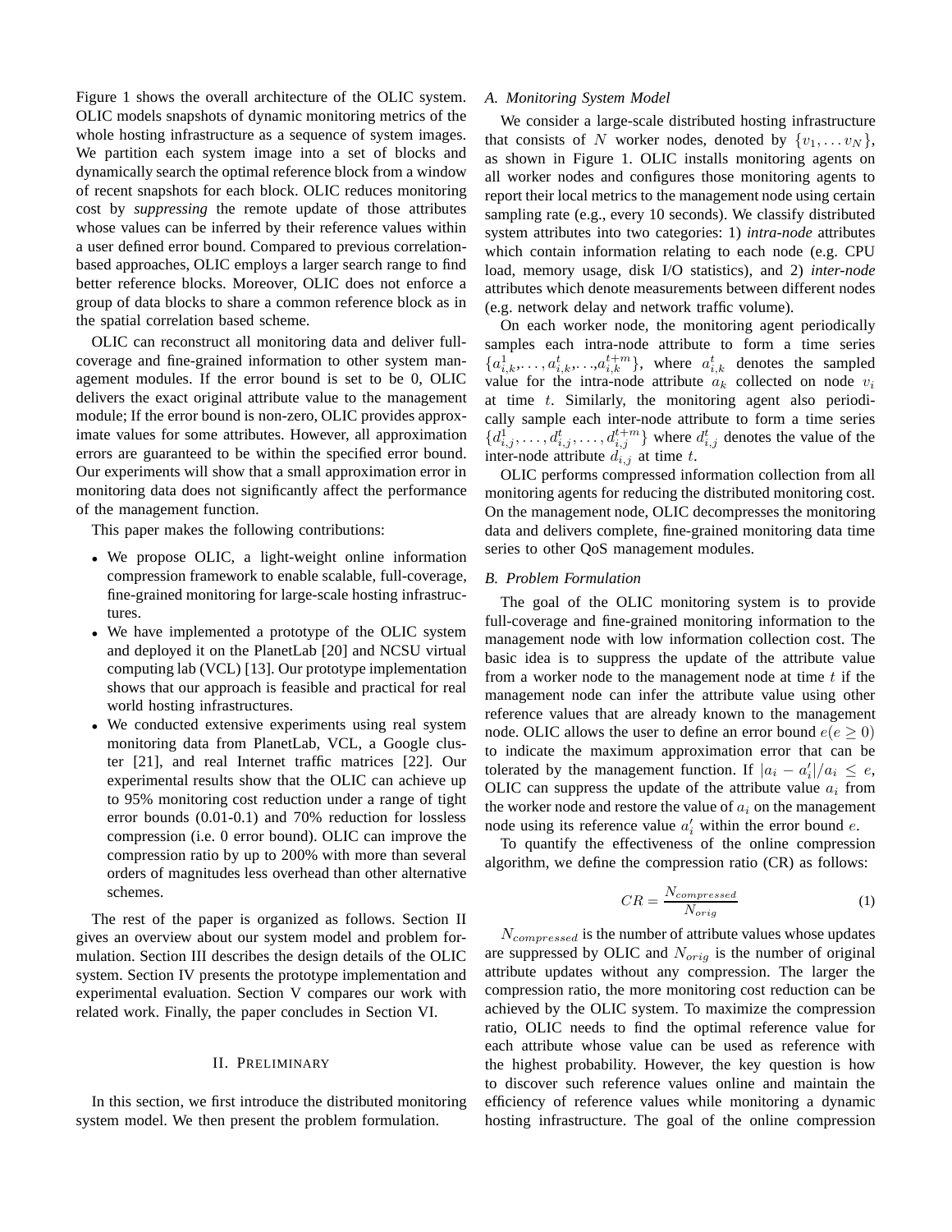Figure 1 shows the overall architecture of the OLIC system. OLIC models snapshots of dynamic monitoring metrics of the whole hosting infrastructure as a sequence of system images. We partition each system image into a set of blocks and dynamically search the optimal reference block from a window of recent snapshots for each block. OLIC reduces monitoring cost by *suppressing* the remote update of those attributes whose values can be inferred by their reference values within a user defined error bound. Compared to previous correlation-based approaches, OLIC employs a larger search range to find better reference blocks. Moreover, OLIC does not enforce a group of data blocks to share a common reference block as in the spatial correlation based scheme.

OLIC can reconstruct all monitoring data and deliver full-coverage and fine-grained information to other system management modules. If the error bound is set to be 0, OLIC delivers the exact original attribute value to the management module; If the error bound is non-zero, OLIC provides approximate values for some attributes. However, all approximation errors are guaranteed to be within the specified error bound. Our experiments will show that a small approximation error in monitoring data does not significantly affect the performance of the management function.

This paper makes the following contributions:

- We propose OLIC, a light-weight online information compression framework to enable scalable, full-coverage, fine-grained monitoring for large-scale hosting infrastructures.
- We have implemented a prototype of the OLIC system and deployed it on the PlanetLab [20] and NCSU virtual computing lab (VCL) [13]. Our prototype implementation shows that our approach is feasible and practical for real world hosting infrastructures.
- We conducted extensive experiments using real system monitoring data from PlanetLab, VCL, a Google cluster [21], and real Internet traffic matrices [22]. Our experimental results show that the OLIC can achieve up to 95% monitoring cost reduction under a range of tight error bounds (0.01-0.1) and 70% reduction for lossless compression (i.e. 0 error bound). OLIC can improve the compression ratio by up to 200% with more than several orders of magnitudes less overhead than other alternative schemes.

The rest of the paper is organized as follows. Section II gives an overview about our system model and problem formulation. Section III describes the design details of the OLIC system. Section IV presents the prototype implementation and experimental evaluation. Section V compares our work with related work. Finally, the paper concludes in Section VI.

## II. Preliminary

In this section, we first introduce the distributed monitoring system model. We then present the problem formulation.

### A. Monitoring System Model

We consider a large-scale distributed hosting infrastructure that consists of $N$ worker nodes, denoted by $\{v_1, \ldots v_N\}$, as shown in Figure 1. OLIC installs monitoring agents on all worker nodes and configures those monitoring agents to report their local metrics to the management node using certain sampling rate (e.g., every 10 seconds). We classify distributed system attributes into two categories: 1) *intra-node* attributes which contain information relating to each node (e.g. CPU load, memory usage, disk I/O statistics), and 2) *inter-node* attributes which denote measurements between different nodes (e.g. network delay and network traffic volume).

On each worker node, the monitoring agent periodically samples each intra-node attribute to form a time series $\{a_{i,k}^1, \ldots, a_{i,k}^t, \ldots, a_{i,k}^{t+m}\}$, where $a_{i,k}^t$ denotes the sampled value for the intra-node attribute $a_k$ collected on node $v_i$ at time $t$. Similarly, the monitoring agent also periodically sample each inter-node attribute to form a time series $\{d_{i,j}^1, \ldots, d_{i,j}^t, \ldots, d_{i,j}^{t+m}\}$ where $d_{i,j}^t$ denotes the value of the inter-node attribute $d_{i,j}$ at time $t$.

OLIC performs compressed information collection from all monitoring agents for reducing the distributed monitoring cost. On the management node, OLIC decompresses the monitoring data and delivers complete, fine-grained monitoring data time series to other QoS management modules.

### B. Problem Formulation

The goal of the OLIC monitoring system is to provide full-coverage and fine-grained monitoring information to the management node with low information collection cost. The basic idea is to suppress the update of the attribute value from a worker node to the management node at time $t$ if the management node can infer the attribute value using other reference values that are already known to the management node. OLIC allows the user to define an error bound $e (e \geq 0)$ to indicate the maximum approximation error that can be tolerated by the management function. If $|a_i - a_i'|/a_i \leq e$, OLIC can suppress the update of the attribute value $a_i$ from the worker node and restore the value of $a_i$ on the management node using its reference value $a_i'$ within the error bound $e$.

To quantify the effectiveness of the online compression algorithm, we define the compression ratio (CR) as follows:

$$CR = \frac{N_{compressed}}{N_{orig}} \tag{1}$$

$N_{compressed}$ is the number of attribute values whose updates are suppressed by OLIC and $N_{orig}$ is the number of original attribute updates without any compression. The larger the compression ratio, the more monitoring cost reduction can be achieved by the OLIC system. To maximize the compression ratio, OLIC needs to find the optimal reference value for each attribute whose value can be used as reference with the highest probability. However, the key question is how to discover such reference values online and maintain the efficiency of reference values while monitoring a dynamic hosting infrastructure. The goal of the online compression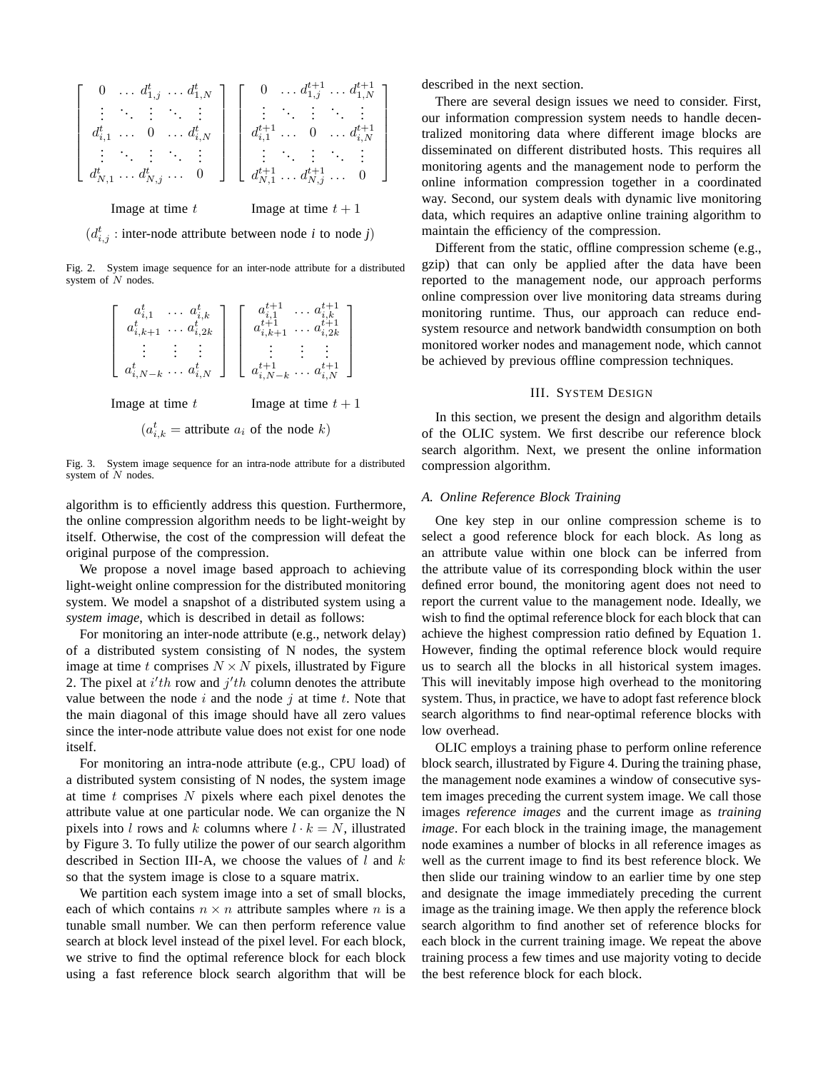$$
\begin{bmatrix} 0 & \dots & d^t_{1,j} & \dots & d^t_{1,N} \\ \vdots & \ddots & \vdots & \ddots & \vdots \\ d^t_{i,1} & \dots & 0 & \dots & d^t_{i,N} \\ \vdots & \ddots & \vdots & \ddots & \vdots \\ d^t_{N,1} & \dots & d^t_{N,j} & \dots & 0 \end{bmatrix} \begin{bmatrix} 0 & \dots & d^{t+1}_{1,j} & \dots & d^{t+1}_{1,N} \\ \vdots & \ddots & \vdots & \ddots & \vdots \\ d^{t+1}_{i,1} & \dots & 0 & \dots & d^{t+1}_{i,N} \\ \vdots & \ddots & \vdots & \ddots & \vdots \\ d^{t+1}_{N,1} & \dots & d^{t+1}_{N,j} & \dots & 0 \end{bmatrix}
$$

Image at time $t$ Image at time $t+1$

($d^t_{i,j}$ : inter-node attribute between node *i* to node *j*)

Fig. 2. System image sequence for an inter-node attribute for a distributed system of $N$ nodes.

$$
\begin{bmatrix} a^t_{i,1} & \dots & a^t_{i,k} \\ a^t_{i,k+1} & \dots & a^t_{i,2k} \\ \vdots & \vdots & \vdots \\ a^t_{i,N-k} & \dots & a^t_{i,N} \end{bmatrix} \begin{bmatrix} a^{t+1}_{i,1} & \dots & a^{t+1}_{i,k} \\ a^{t+1}_{i,k+1} & \dots & a^{t+1}_{i,2k} \\ \vdots & \vdots & \vdots \\ a^{t+1}_{i,N-k} & \dots & a^{t+1}_{i,N} \end{bmatrix}
$$

Image at time $t$ Image at time $t+1$

($a^t_{i,k}$ = attribute $a_i$ of the node $k$)

Fig. 3. System image sequence for an intra-node attribute for a distributed system of $N$ nodes.

algorithm is to efficiently address this question. Furthermore, the online compression algorithm needs to be light-weight by itself. Otherwise, the cost of the compression will defeat the original purpose of the compression.

We propose a novel image based approach to achieving light-weight online compression for the distributed monitoring system. We model a snapshot of a distributed system using a *system image*, which is described in detail as follows:

For monitoring an inter-node attribute (e.g., network delay) of a distributed system consisting of N nodes, the system image at time $t$ comprises $N \times N$ pixels, illustrated by Figure 2. The pixel at $i'th$ row and $j'th$ column denotes the attribute value between the node $i$ and the node $j$ at time $t$. Note that the main diagonal of this image should have all zero values since the inter-node attribute value does not exist for one node itself.

For monitoring an intra-node attribute (e.g., CPU load) of a distributed system consisting of N nodes, the system image at time $t$ comprises $N$ pixels where each pixel denotes the attribute value at one particular node. We can organize the N pixels into $l$ rows and $k$ columns where $l \cdot k = N$, illustrated by Figure 3. To fully utilize the power of our search algorithm described in Section III-A, we choose the values of $l$ and $k$ so that the system image is close to a square matrix.

We partition each system image into a set of small blocks, each of which contains $n \times n$ attribute samples where $n$ is a tunable small number. We can then perform reference value search at block level instead of the pixel level. For each block, we strive to find the optimal reference block for each block using a fast reference block search algorithm that will be described in the next section.

There are several design issues we need to consider. First, our information compression system needs to handle decentralized monitoring data where different image blocks are disseminated on different distributed hosts. This requires all monitoring agents and the management node to perform the online information compression together in a coordinated way. Second, our system deals with dynamic live monitoring data, which requires an adaptive online training algorithm to maintain the efficiency of the compression.

Different from the static, offline compression scheme (e.g., gzip) that can only be applied after the data have been reported to the management node, our approach performs online compression over live monitoring data streams during monitoring runtime. Thus, our approach can reduce end-system resource and network bandwidth consumption on both monitored worker nodes and management node, which cannot be achieved by previous offline compression techniques.

## III. System Design

In this section, we present the design and algorithm details of the OLIC system. We first describe our reference block search algorithm. Next, we present the online information compression algorithm.

### A. Online Reference Block Training

One key step in our online compression scheme is to select a good reference block for each block. As long as an attribute value within one block can be inferred from the attribute value of its corresponding block within the user defined error bound, the monitoring agent does not need to report the current value to the management node. Ideally, we wish to find the optimal reference block for each block that can achieve the highest compression ratio defined by Equation 1. However, finding the optimal reference block would require us to search all the blocks in all historical system images. This will inevitably impose high overhead to the monitoring system. Thus, in practice, we have to adopt fast reference block search algorithms to find near-optimal reference blocks with low overhead.

OLIC employs a training phase to perform online reference block search, illustrated by Figure 4. During the training phase, the management node examines a window of consecutive system images preceding the current system image. We call those images *reference images* and the current image as *training image*. For each block in the training image, the management node examines a number of blocks in all reference images as well as the current image to find its best reference block. We then slide our training window to an earlier time by one step and designate the image immediately preceding the current image as the training image. We then apply the reference block search algorithm to find another set of reference blocks for each block in the current training image. We repeat the above training process a few times and use majority voting to decide the best reference block for each block.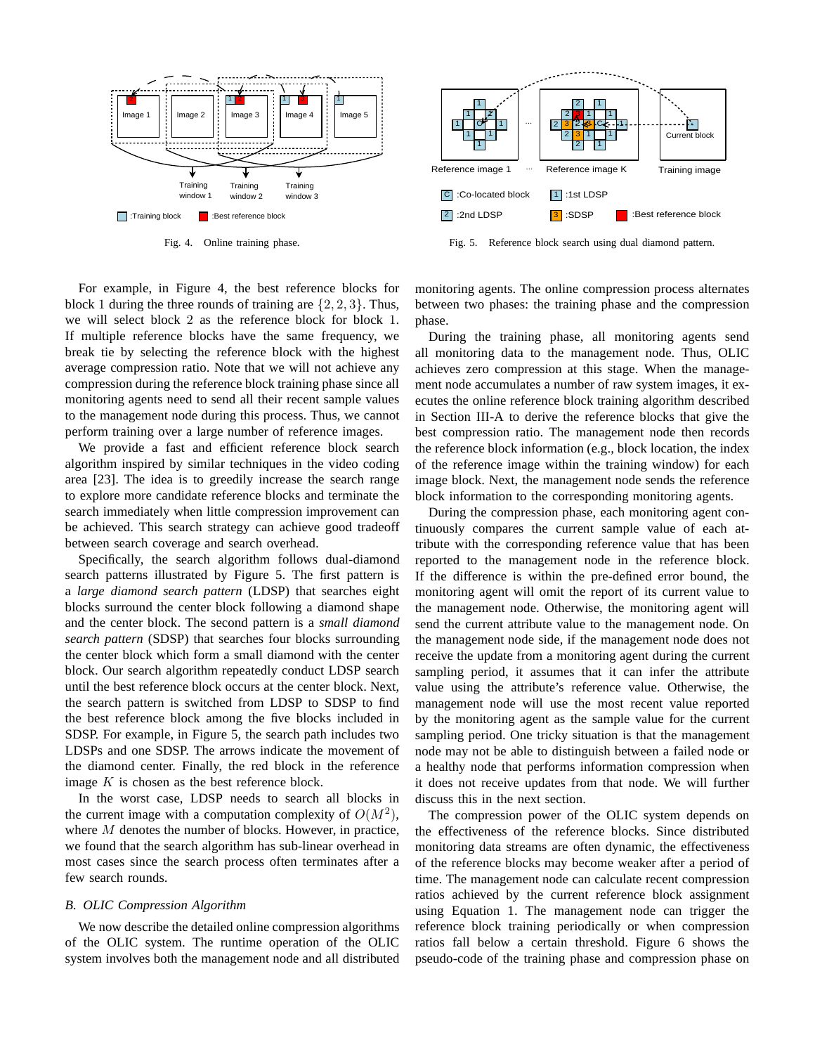Fig. 4. Online training phase.

Fig. 5. Reference block search using dual diamond pattern.

For example, in Figure 4, the best reference blocks for block 1 during the three rounds of training are $\{2, 2, 3\}$. Thus, we will select block 2 as the reference block for block 1. If multiple reference blocks have the same frequency, we break tie by selecting the reference block with the highest average compression ratio. Note that we will not achieve any compression during the reference block training phase since all monitoring agents need to send all their recent sample values to the management node during this process. Thus, we cannot perform training over a large number of reference images.

We provide a fast and efficient reference block search algorithm inspired by similar techniques in the video coding area [23]. The idea is to greedily increase the search range to explore more candidate reference blocks and terminate the search immediately when little compression improvement can be achieved. This search strategy can achieve good tradeoff between search coverage and search overhead.

Specifically, the search algorithm follows dual-diamond search patterns illustrated by Figure 5. The first pattern is a *large diamond search pattern* (LDSP) that searches eight blocks surround the center block following a diamond shape and the center block. The second pattern is a *small diamond search pattern* (SDSP) that searches four blocks surrounding the center block which form a small diamond with the center block. Our search algorithm repeatedly conduct LDSP search until the best reference block occurs at the center block. Next, the search pattern is switched from LDSP to SDSP to find the best reference block among the five blocks included in SDSP. For example, in Figure 5, the search path includes two LDSPs and one SDSP. The arrows indicate the movement of the diamond center. Finally, the red block in the reference image $K$ is chosen as the best reference block.

In the worst case, LDSP needs to search all blocks in the current image with a computation complexity of $O(M^2)$, where $M$ denotes the number of blocks. However, in practice, we found that the search algorithm has sub-linear overhead in most cases since the search process often terminates after a few search rounds.

### B. OLIC Compression Algorithm

We now describe the detailed online compression algorithms of the OLIC system. The runtime operation of the OLIC system involves both the management node and all distributed monitoring agents. The online compression process alternates between two phases: the training phase and the compression phase.

During the training phase, all monitoring agents send all monitoring data to the management node. Thus, OLIC achieves zero compression at this stage. When the management node accumulates a number of raw system images, it executes the online reference block training algorithm described in Section III-A to derive the reference blocks that give the best compression ratio. The management node then records the reference block information (e.g., block location, the index of the reference image within the training window) for each image block. Next, the management node sends the reference block information to the corresponding monitoring agents.

During the compression phase, each monitoring agent continuously compares the current sample value of each attribute with the corresponding reference value that has been reported to the management node in the reference block. If the difference is within the pre-defined error bound, the monitoring agent will omit the report of its current value to the management node. Otherwise, the monitoring agent will send the current attribute value to the management node. On the management node side, if the management node does not receive the update from a monitoring agent during the current sampling period, it assumes that it can infer the attribute value using the attribute's reference value. Otherwise, the management node will use the most recent value reported by the monitoring agent as the sample value for the current sampling period. One tricky situation is that the management node may not be able to distinguish between a failed node or a healthy node that performs information compression when it does not receive updates from that node. We will further discuss this in the next section.

The compression power of the OLIC system depends on the effectiveness of the reference blocks. Since distributed monitoring data streams are often dynamic, the effectiveness of the reference blocks may become weaker after a period of time. The management node can calculate recent compression ratios achieved by the current reference block assignment using Equation 1. The management node can trigger the reference block training periodically or when compression ratios fall below a certain threshold. Figure 6 shows the pseudo-code of the training phase and compression phase on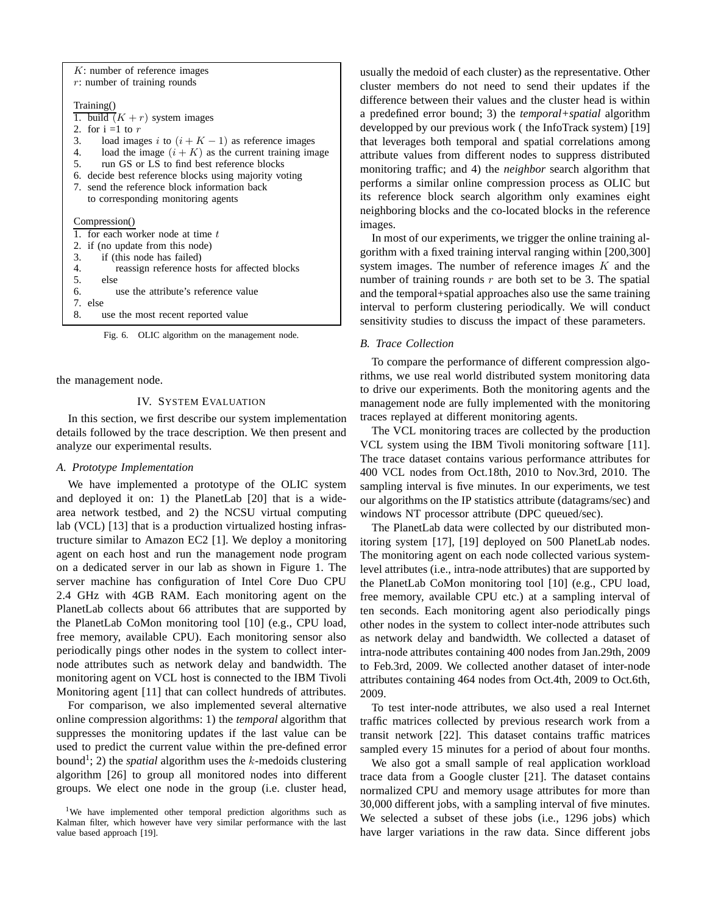```
K: number of reference images
r: number of training rounds

Training()
1. build (K + r) system images
2. for i =1 to r
3.     load images i to (i + K − 1) as reference images
4.     load the image (i + K) as the current training image
5.     run GS or LS to find best reference blocks
6. decide best reference blocks using majority voting
7. send the reference block information back
   to corresponding monitoring agents

Compression()
1. for each worker node at time t
2. if (no update from this node)
3.     if (this node has failed)
4.         reassign reference hosts for affected blocks
5.     else
6.         use the attribute's reference value
7. else
8.     use the most recent reported value
```

Fig. 6. OLIC algorithm on the management node.

the management node.

## IV. System Evaluation

In this section, we first describe our system implementation details followed by the trace description. We then present and analyze our experimental results.

### A. Prototype Implementation

We have implemented a prototype of the OLIC system and deployed it on: 1) the PlanetLab [20] that is a wide-area network testbed, and 2) the NCSU virtual computing lab (VCL) [13] that is a production virtualized hosting infrastructure similar to Amazon EC2 [1]. We deploy a monitoring agent on each host and run the management node program on a dedicated server in our lab as shown in Figure 1. The server machine has configuration of Intel Core Duo CPU 2.4 GHz with 4GB RAM. Each monitoring agent on the PlanetLab collects about 66 attributes that are supported by the PlanetLab CoMon monitoring tool [10] (e.g., CPU load, free memory, available CPU). Each monitoring sensor also periodically pings other nodes in the system to collect inter-node attributes such as network delay and bandwidth. The monitoring agent on VCL host is connected to the IBM Tivoli Monitoring agent [11] that can collect hundreds of attributes.

For comparison, we also implemented several alternative online compression algorithms: 1) the *temporal* algorithm that suppresses the monitoring updates if the last value can be used to predict the current value within the pre-defined error bound[1]; 2) the *spatial* algorithm uses the $k$-medoids clustering algorithm [26] to group all monitored nodes into different groups. We elect one node in the group (i.e. cluster head, usually the medoid of each cluster) as the representative. Other cluster members do not need to send their updates if the difference between their values and the cluster head is within a predefined error bound; 3) the *temporal+spatial* algorithm developped by our previous work ( the InfoTrack system) [19] that leverages both temporal and spatial correlations among attribute values from different nodes to suppress distributed monitoring traffic; and 4) the *neighbor* search algorithm that performs a similar online compression process as OLIC but its reference block search algorithm only examines eight neighboring blocks and the co-located blocks in the reference images.

In most of our experiments, we trigger the online training algorithm with a fixed training interval ranging within [200,300] system images. The number of reference images $K$ and the number of training rounds $r$ are both set to be 3. The spatial and the temporal+spatial approaches also use the same training interval to perform clustering periodically. We will conduct sensitivity studies to discuss the impact of these parameters.

[1]We have implemented other temporal prediction algorithms such as Kalman filter, which however have very similar performance with the last value based approach [19].

### B. Trace Collection

To compare the performance of different compression algorithms, we use real world distributed system monitoring data to drive our experiments. Both the monitoring agents and the management node are fully implemented with the monitoring traces replayed at different monitoring agents.

The VCL monitoring traces are collected by the production VCL system using the IBM Tivoli monitoring software [11]. The trace dataset contains various performance attributes for 400 VCL nodes from Oct.18th, 2010 to Nov.3rd, 2010. The sampling interval is five minutes. In our experiments, we test our algorithms on the IP statistics attribute (datagrams/sec) and windows NT processor attribute (DPC queued/sec).

The PlanetLab data were collected by our distributed monitoring system [17], [19] deployed on 500 PlanetLab nodes. The monitoring agent on each node collected various system-level attributes (i.e., intra-node attributes) that are supported by the PlanetLab CoMon monitoring tool [10] (e.g., CPU load, free memory, available CPU etc.) at a sampling interval of ten seconds. Each monitoring agent also periodically pings other nodes in the system to collect inter-node attributes such as network delay and bandwidth. We collected a dataset of intra-node attributes containing 400 nodes from Jan.29th, 2009 to Feb.3rd, 2009. We collected another dataset of inter-node attributes containing 464 nodes from Oct.4th, 2009 to Oct.6th, 2009.

To test inter-node attributes, we also used a real Internet traffic matrices collected by previous research work from a transit network [22]. This dataset contains traffic matrices sampled every 15 minutes for a period of about four months.

We also got a small sample of real application workload trace data from a Google cluster [21]. The dataset contains normalized CPU and memory usage attributes for more than 30,000 different jobs, with a sampling interval of five minutes. We selected a subset of these jobs (i.e., 1296 jobs) which have larger variations in the raw data. Since different jobs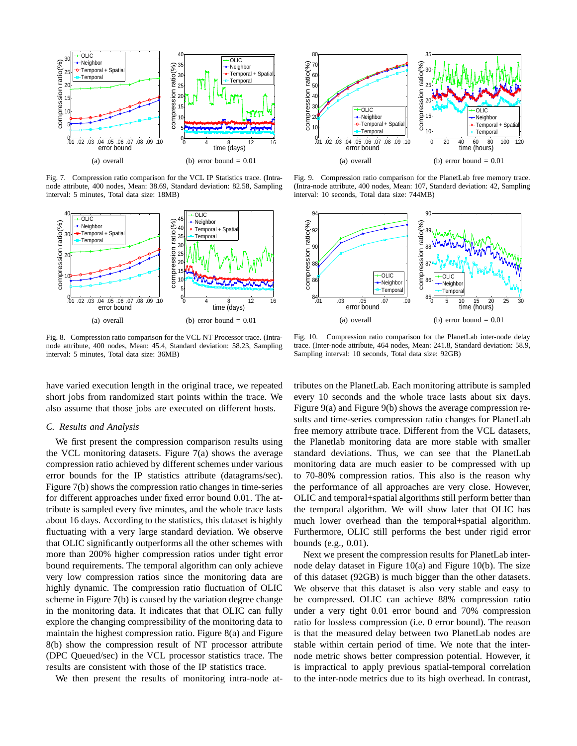Fig. 7. Compression ratio comparison for the VCL IP Statistics trace. (Intra-node attribute, 400 nodes, Mean: 38.69, Standard deviation: 82.58, Sampling interval: 5 minutes, Total data size: 18MB)

Fig. 8. Compression ratio comparison for the VCL NT Processor trace. (Intra-node attribute, 400 nodes, Mean: 45.4, Standard deviation: 58.23, Sampling interval: 5 minutes, Total data size: 36MB)

Fig. 9. Compression ratio comparison for the PlanetLab free memory trace. (Intra-node attribute, 400 nodes, Mean: 107, Standard deviation: 42, Sampling interval: 10 seconds, Total data size: 744MB)

Fig. 10. Compression ratio comparison for the PlanetLab inter-node delay trace. (Inter-node attribute, 464 nodes, Mean: 241.8, Standard deviation: 58.9, Sampling interval: 10 seconds, Total data size: 92GB)

have varied execution length in the original trace, we repeated short jobs from randomized start points within the trace. We also assume that those jobs are executed on different hosts.

### *C. Results and Analysis*

We first present the compression comparison results using the VCL monitoring datasets. Figure 7(a) shows the average compression ratio achieved by different schemes under various error bounds for the IP statistics attribute (datagrams/sec). Figure 7(b) shows the compression ratio changes in time-series for different approaches under fixed error bound 0.01. The attribute is sampled every five minutes, and the whole trace lasts about 16 days. According to the statistics, this dataset is highly fluctuating with a very large standard deviation. We observe that OLIC significantly outperforms all the other schemes with more than 200% higher compression ratios under tight error bound requirements. The temporal algorithm can only achieve very low compression ratios since the monitoring data are highly dynamic. The compression ratio fluctuation of OLIC scheme in Figure 7(b) is caused by the variation degree change in the monitoring data. It indicates that that OLIC can fully explore the changing compressibility of the monitoring data to maintain the highest compression ratio. Figure 8(a) and Figure 8(b) show the compression result of NT processor attribute (DPC Queued/sec) in the VCL processor statistics trace. The results are consistent with those of the IP statistics trace.

We then present the results of monitoring intra-node attributes on the PlanetLab. Each monitoring attribute is sampled every 10 seconds and the whole trace lasts about six days. Figure 9(a) and Figure 9(b) shows the average compression results and time-series compression ratio changes for PlanetLab free memory attribute trace. Different from the VCL datasets, the Planetlab monitoring data are more stable with smaller standard deviations. Thus, we can see that the PlanetLab monitoring data are much easier to be compressed with up to 70-80% compression ratios. This also is the reason why the performance of all approaches are very close. However, OLIC and temporal+spatial algorithms still perform better than the temporal algorithm. We will show later that OLIC has much lower overhead than the temporal+spatial algorithm. Furthermore, OLIC still performs the best under rigid error bounds (e.g., 0.01).

Next we present the compression results for PlanetLab inter-node delay dataset in Figure 10(a) and Figure 10(b). The size of this dataset (92GB) is much bigger than the other datasets. We observe that this dataset is also very stable and easy to be compressed. OLIC can achieve 88% compression ratio under a very tight 0.01 error bound and 70% compression ratio for lossless compression (i.e. 0 error bound). The reason is that the measured delay between two PlanetLab nodes are stable within certain period of time. We note that the inter-node metric shows better compression potential. However, it is impractical to apply previous spatial-temporal correlation to the inter-node metrics due to its high overhead. In contrast,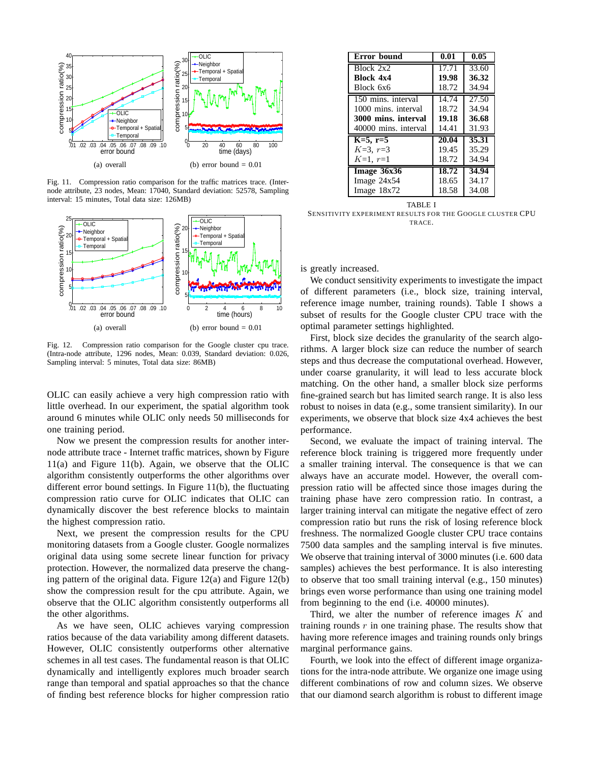Fig. 11. Compression ratio comparison for the traffic matrices trace. (Inter-node attribute, 23 nodes, Mean: 17040, Standard deviation: 52578, Sampling interval: 15 minutes, Total data size: 126MB)

Fig. 12. Compression ratio comparison for the Google cluster cpu trace. (Intra-node attribute, 1296 nodes, Mean: 0.039, Standard deviation: 0.026, Sampling interval: 5 minutes, Total data size: 86MB)

OLIC can easily achieve a very high compression ratio with little overhead. In our experiment, the spatial algorithm took around 6 minutes while OLIC only needs 50 milliseconds for one training period.

Now we present the compression results for another inter-node attribute trace - Internet traffic matrices, shown by Figure 11(a) and Figure 11(b). Again, we observe that the OLIC algorithm consistently outperforms the other algorithms over different error bound settings. In Figure 11(b), the fluctuating compression ratio curve for OLIC indicates that OLIC can dynamically discover the best reference blocks to maintain the highest compression ratio.

Next, we present the compression results for the CPU monitoring datasets from a Google cluster. Google normalizes original data using some secrete linear function for privacy protection. However, the normalized data preserve the changing pattern of the original data. Figure 12(a) and Figure 12(b) show the compression result for the cpu attribute. Again, we observe that the OLIC algorithm consistently outperforms all the other algorithms.

As we have seen, OLIC achieves varying compression ratios because of the data variability among different datasets. However, OLIC consistently outperforms other alternative schemes in all test cases. The fundamental reason is that OLIC dynamically and intelligently explores much broader search range than temporal and spatial approaches so that the chance of finding best reference blocks for higher compression ratio is greatly increased.

| Error bound | 0.01 | 0.05 |
|---|---|---|
| Block 2x2 | 17.71 | 33.60 |
| **Block 4x4** | **19.98** | **36.32** |
| Block 6x6 | 18.72 | 34.94 |
| 150 mins. interval | 14.74 | 27.50 |
| 1000 mins. interval | 18.72 | 34.94 |
| **3000 mins. interval** | **19.18** | **36.68** |
| 40000 mins. interval | 14.41 | 31.93 |
| **K=5, r=5** | **20.04** | **35.31** |
| $K$=3, $r$=3 | 19.45 | 35.29 |
| $K$=1, $r$=1 | 18.72 | 34.94 |
| **Image 36x36** | **18.72** | **34.94** |
| Image 24x54 | 18.65 | 34.17 |
| Image 18x72 | 18.58 | 34.08 |

TABLE I
SENSITIVITY EXPERIMENT RESULTS FOR THE GOOGLE CLUSTER CPU TRACE.

We conduct sensitivity experiments to investigate the impact of different parameters (i.e., block size, training interval, reference image number, training rounds). Table I shows a subset of results for the Google cluster CPU trace with the optimal parameter settings highlighted.

First, block size decides the granularity of the search algorithms. A larger block size can reduce the number of search steps and thus decrease the computational overhead. However, under coarse granularity, it will lead to less accurate block matching. On the other hand, a smaller block size performs fine-grained search but has limited search range. It is also less robust to noises in data (e.g., some transient similarity). In our experiments, we observe that block size 4x4 achieves the best performance.

Second, we evaluate the impact of training interval. The reference block training is triggered more frequently under a smaller training interval. The consequence is that we can always have an accurate model. However, the overall compression ratio will be affected since those images during the training phase have zero compression ratio. In contrast, a larger training interval can mitigate the negative effect of zero compression ratio but runs the risk of losing reference block freshness. The normalized Google cluster CPU trace contains 7500 data samples and the sampling interval is five minutes. We observe that training interval of 3000 minutes (i.e. 600 data samples) achieves the best performance. It is also interesting to observe that too small training interval (e.g., 150 minutes) brings even worse performance than using one training model from beginning to the end (i.e. 40000 minutes).

Third, we alter the number of reference images $K$ and training rounds $r$ in one training phase. The results show that having more reference images and training rounds only brings marginal performance gains.

Fourth, we look into the effect of different image organizations for the intra-node attribute. We organize one image using different combinations of row and column sizes. We observe that our diamond search algorithm is robust to different image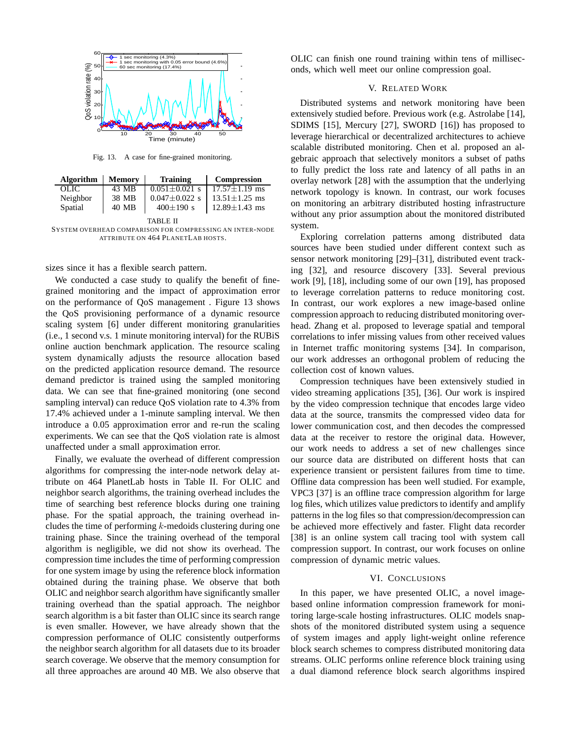Fig. 13. A case for fine-grained monitoring.

| Algorithm | Memory | Training | Compression |
|---|---|---|---|
| OLIC | 43 MB | $0.051 \pm 0.021$ s | $17.57 \pm 1.19$ ms |
| Neighbor | 38 MB | $0.047 \pm 0.022$ s | $13.51 \pm 1.25$ ms |
| Spatial | 40 MB | $400 \pm 190$ s | $12.89 \pm 1.43$ ms |

TABLE II

SYSTEM OVERHEAD COMPARISON FOR COMPRESSING AN INTER-NODE ATTRIBUTE ON 464 PLANETLAB HOSTS.

sizes since it has a flexible search pattern.

We conducted a case study to qualify the benefit of fine-grained monitoring and the impact of approximation error on the performance of QoS management . Figure 13 shows the QoS provisioning performance of a dynamic resource scaling system [6] under different monitoring granularities (i.e., 1 second v.s. 1 minute monitoring interval) for the RUBiS online auction benchmark application. The resource scaling system dynamically adjusts the resource allocation based on the predicted application resource demand. The resource demand predictor is trained using the sampled monitoring data. We can see that fine-grained monitoring (one second sampling interval) can reduce QoS violation rate to 4.3% from 17.4% achieved under a 1-minute sampling interval. We then introduce a 0.05 approximation error and re-run the scaling experiments. We can see that the QoS violation rate is almost unaffected under a small approximation error.

Finally, we evaluate the overhead of different compression algorithms for compressing the inter-node network delay attribute on 464 PlanetLab hosts in Table II. For OLIC and neighbor search algorithms, the training overhead includes the time of searching best reference blocks during one training phase. For the spatial approach, the training overhead includes the time of performing $k$-medoids clustering during one training phase. Since the training overhead of the temporal algorithm is negligible, we did not show its overhead. The compression time includes the time of performing compression for one system image by using the reference block information obtained during the training phase. We observe that both OLIC and neighbor search algorithm have significantly smaller training overhead than the spatial approach. The neighbor search algorithm is a bit faster than OLIC since its search range is even smaller. However, we have already shown that the compression performance of OLIC consistently outperforms the neighbor search algorithm for all datasets due to its broader search coverage. We observe that the memory consumption for all three approaches are around 40 MB. We also observe that OLIC can finish one round training within tens of milliseconds, which well meet our online compression goal.

## V. Related Work

Distributed systems and network monitoring have been extensively studied before. Previous work (e.g. Astrolabe [14], SDIMS [15], Mercury [27], SWORD [16]) has proposed to leverage hierarchical or decentralized architectures to achieve scalable distributed monitoring. Chen et al. proposed an algebraic approach that selectively monitors a subset of paths to fully predict the loss rate and latency of all paths in an overlay network [28] with the assumption that the underlying network topology is known. In contrast, our work focuses on monitoring an arbitrary distributed hosting infrastructure without any prior assumption about the monitored distributed system.

Exploring correlation patterns among distributed data sources have been studied under different context such as sensor network monitoring [29]–[31], distributed event tracking [32], and resource discovery [33]. Several previous work [9], [18], including some of our own [19], has proposed to leverage correlation patterns to reduce monitoring cost. In contrast, our work explores a new image-based online compression approach to reducing distributed monitoring overhead. Zhang et al. proposed to leverage spatial and temporal correlations to infer missing values from other received values in Internet traffic monitoring systems [34]. In comparison, our work addresses an orthogonal problem of reducing the collection cost of known values.

Compression techniques have been extensively studied in video streaming applications [35], [36]. Our work is inspired by the video compression technique that encodes large video data at the source, transmits the compressed video data for lower communication cost, and then decodes the compressed data at the receiver to restore the original data. However, our work needs to address a set of new challenges since our source data are distributed on different hosts that can experience transient or persistent failures from time to time. Offline data compression has been well studied. For example, VPC3 [37] is an offline trace compression algorithm for large log files, which utilizes value predictors to identify and amplify patterns in the log files so that compression/decompression can be achieved more effectively and faster. Flight data recorder [38] is an online system call tracing tool with system call compression support. In contrast, our work focuses on online compression of dynamic metric values.

## VI. Conclusions

In this paper, we have presented OLIC, a novel image-based online information compression framework for monitoring large-scale hosting infrastructures. OLIC models snapshots of the monitored distributed system using a sequence of system images and apply light-weight online reference block search schemes to compress distributed monitoring data streams. OLIC performs online reference block training using a dual diamond reference block search algorithms inspired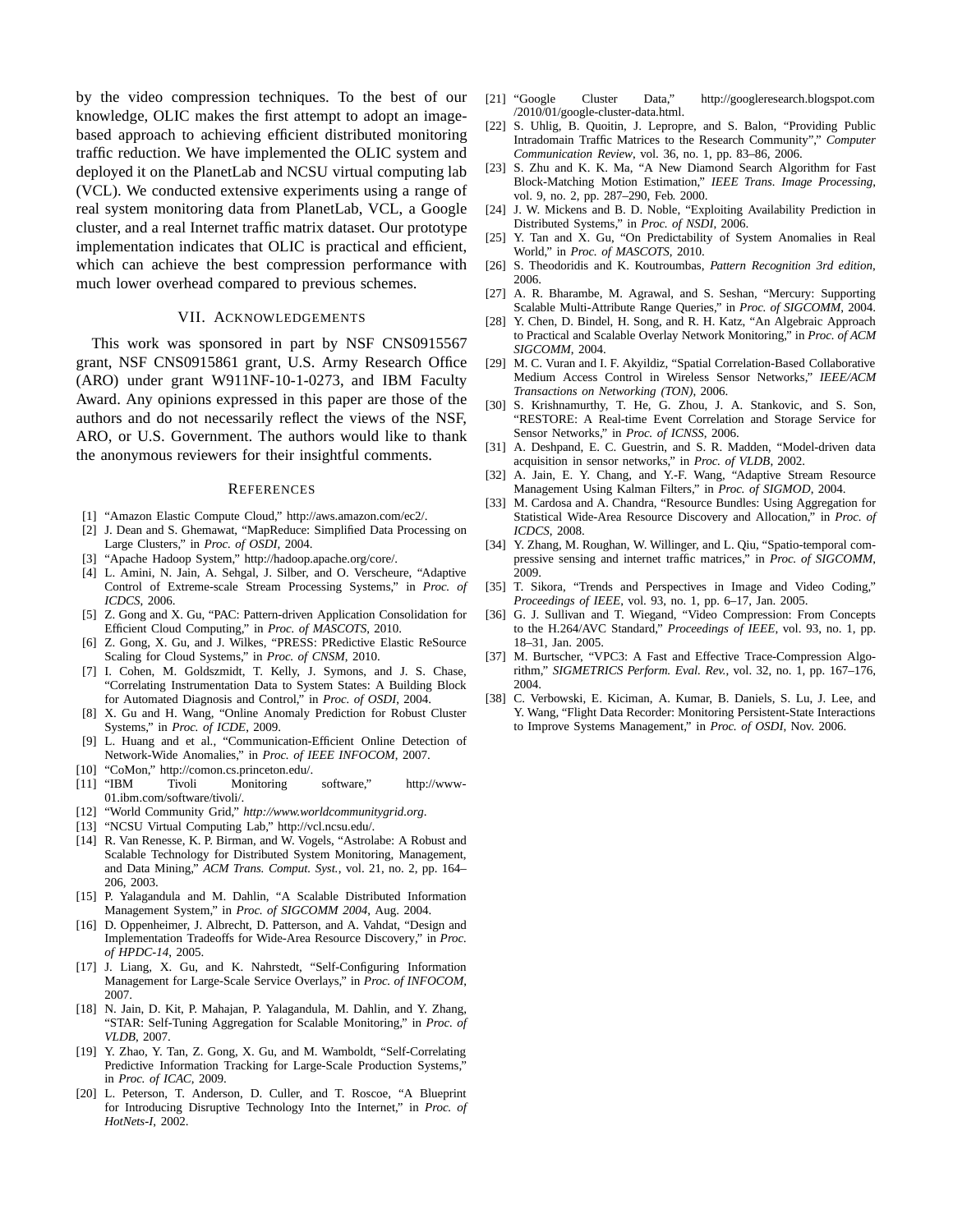by the video compression techniques. To the best of our knowledge, OLIC makes the first attempt to adopt an image-based approach to achieving efficient distributed monitoring traffic reduction. We have implemented the OLIC system and deployed it on the PlanetLab and NCSU virtual computing lab (VCL). We conducted extensive experiments using a range of real system monitoring data from PlanetLab, VCL, a Google cluster, and a real Internet traffic matrix dataset. Our prototype implementation indicates that OLIC is practical and efficient, which can achieve the best compression performance with much lower overhead compared to previous schemes.

## VII. Acknowledgements

This work was sponsored in part by NSF CNS0915567 grant, NSF CNS0915861 grant, U.S. Army Research Office (ARO) under grant W911NF-10-1-0273, and IBM Faculty Award. Any opinions expressed in this paper are those of the authors and do not necessarily reflect the views of the NSF, ARO, or U.S. Government. The authors would like to thank the anonymous reviewers for their insightful comments.

## References

[1] "Amazon Elastic Compute Cloud," http://aws.amazon.com/ec2/.

[2] J. Dean and S. Ghemawat, "MapReduce: Simplified Data Processing on Large Clusters," in *Proc. of OSDI*, 2004.

[3] "Apache Hadoop System," http://hadoop.apache.org/core/.

[4] L. Amini, N. Jain, A. Sehgal, J. Silber, and O. Verscheure, "Adaptive Control of Extreme-scale Stream Processing Systems," in *Proc. of ICDCS*, 2006.

[5] Z. Gong and X. Gu, "PAC: Pattern-driven Application Consolidation for Efficient Cloud Computing," in *Proc. of MASCOTS*, 2010.

[6] Z. Gong, X. Gu, and J. Wilkes, "PRESS: PRedictive Elastic ReSource Scaling for Cloud Systems," in *Proc. of CNSM*, 2010.

[7] I. Cohen, M. Goldszmidt, T. Kelly, J. Symons, and J. S. Chase, "Correlating Instrumentation Data to System States: A Building Block for Automated Diagnosis and Control," in *Proc. of OSDI*, 2004.

[8] X. Gu and H. Wang, "Online Anomaly Prediction for Robust Cluster Systems," in *Proc. of ICDE*, 2009.

[9] L. Huang and et al., "Communication-Efficient Online Detection of Network-Wide Anomalies," in *Proc. of IEEE INFOCOM*, 2007.

[10] "CoMon," http://comon.cs.princeton.edu/.

[11] "IBM Tivoli Monitoring software," http://www-01.ibm.com/software/tivoli/.

[12] "World Community Grid," *http://www.worldcommunitygrid.org*.

[13] "NCSU Virtual Computing Lab," http://vcl.ncsu.edu/.

[14] R. Van Renesse, K. P. Birman, and W. Vogels, "Astrolabe: A Robust and Scalable Technology for Distributed System Monitoring, Management, and Data Mining," *ACM Trans. Comput. Syst.*, vol. 21, no. 2, pp. 164–206, 2003.

[15] P. Yalagandula and M. Dahlin, "A Scalable Distributed Information Management System," in *Proc. of SIGCOMM 2004*, Aug. 2004.

[16] D. Oppenheimer, J. Albrecht, D. Patterson, and A. Vahdat, "Design and Implementation Tradeoffs for Wide-Area Resource Discovery," in *Proc. of HPDC-14*, 2005.

[17] J. Liang, X. Gu, and K. Nahrstedt, "Self-Configuring Information Management for Large-Scale Service Overlays," in *Proc. of INFOCOM*, 2007.

[18] N. Jain, D. Kit, P. Mahajan, P. Yalagandula, M. Dahlin, and Y. Zhang, "STAR: Self-Tuning Aggregation for Scalable Monitoring," in *Proc. of VLDB*, 2007.

[19] Y. Zhao, Y. Tan, Z. Gong, X. Gu, and M. Wamboldt, "Self-Correlating Predictive Information Tracking for Large-Scale Production Systems," in *Proc. of ICAC*, 2009.

[20] L. Peterson, T. Anderson, D. Culler, and T. Roscoe, "A Blueprint for Introducing Disruptive Technology Into the Internet," in *Proc. of HotNets-I*, 2002.

[21] "Google Cluster Data," http://googleresearch.blogspot.com/2010/01/google-cluster-data.html.

[22] S. Uhlig, B. Quoitin, J. Lepropre, and S. Balon, "Providing Public Intradomain Traffic Matrices to the Research Community"," *Computer Communication Review*, vol. 36, no. 1, pp. 83–86, 2006.

[23] S. Zhu and K. K. Ma, "A New Diamond Search Algorithm for Fast Block-Matching Motion Estimation," *IEEE Trans. Image Processing*, vol. 9, no. 2, pp. 287–290, Feb. 2000.

[24] J. W. Mickens and B. D. Noble, "Exploiting Availability Prediction in Distributed Systems," in *Proc. of NSDI*, 2006.

[25] Y. Tan and X. Gu, "On Predictability of System Anomalies in Real World," in *Proc. of MASCOTS*, 2010.

[26] S. Theodoridis and K. Koutroumbas, *Pattern Recognition 3rd edition*, 2006.

[27] A. R. Bharambe, M. Agrawal, and S. Seshan, "Mercury: Supporting Scalable Multi-Attribute Range Queries," in *Proc. of SIGCOMM*, 2004.

[28] Y. Chen, D. Bindel, H. Song, and R. H. Katz, "An Algebraic Approach to Practical and Scalable Overlay Network Monitoring," in *Proc. of ACM SIGCOMM*, 2004.

[29] M. C. Vuran and I. F. Akyildiz, "Spatial Correlation-Based Collaborative Medium Access Control in Wireless Sensor Networks," *IEEE/ACM Transactions on Networking (TON)*, 2006.

[30] S. Krishnamurthy, T. He, G. Zhou, J. A. Stankovic, and S. Son, "RESTORE: A Real-time Event Correlation and Storage Service for Sensor Networks," in *Proc. of ICNSS*, 2006.

[31] A. Deshpand, E. C. Guestrin, and S. R. Madden, "Model-driven data acquisition in sensor networks," in *Proc. of VLDB*, 2002.

[32] A. Jain, E. Y. Chang, and Y.-F. Wang, "Adaptive Stream Resource Management Using Kalman Filters," in *Proc. of SIGMOD*, 2004.

[33] M. Cardosa and A. Chandra, "Resource Bundles: Using Aggregation for Statistical Wide-Area Resource Discovery and Allocation," in *Proc. of ICDCS*, 2008.

[34] Y. Zhang, M. Roughan, W. Willinger, and L. Qiu, "Spatio-temporal compressive sensing and internet traffic matrices," in *Proc. of SIGCOMM*, 2009.

[35] T. Sikora, "Trends and Perspectives in Image and Video Coding," *Proceedings of IEEE*, vol. 93, no. 1, pp. 6–17, Jan. 2005.

[36] G. J. Sullivan and T. Wiegand, "Video Compression: From Concepts to the H.264/AVC Standard," *Proceedings of IEEE*, vol. 93, no. 1, pp. 18–31, Jan. 2005.

[37] M. Burtscher, "VPC3: A Fast and Effective Trace-Compression Algorithm," *SIGMETRICS Perform. Eval. Rev.*, vol. 32, no. 1, pp. 167–176, 2004.

[38] C. Verbowski, E. Kiciman, A. Kumar, B. Daniels, S. Lu, J. Lee, and Y. Wang, "Flight Data Recorder: Monitoring Persistent-State Interactions to Improve Systems Management," in *Proc. of OSDI*, Nov. 2006.